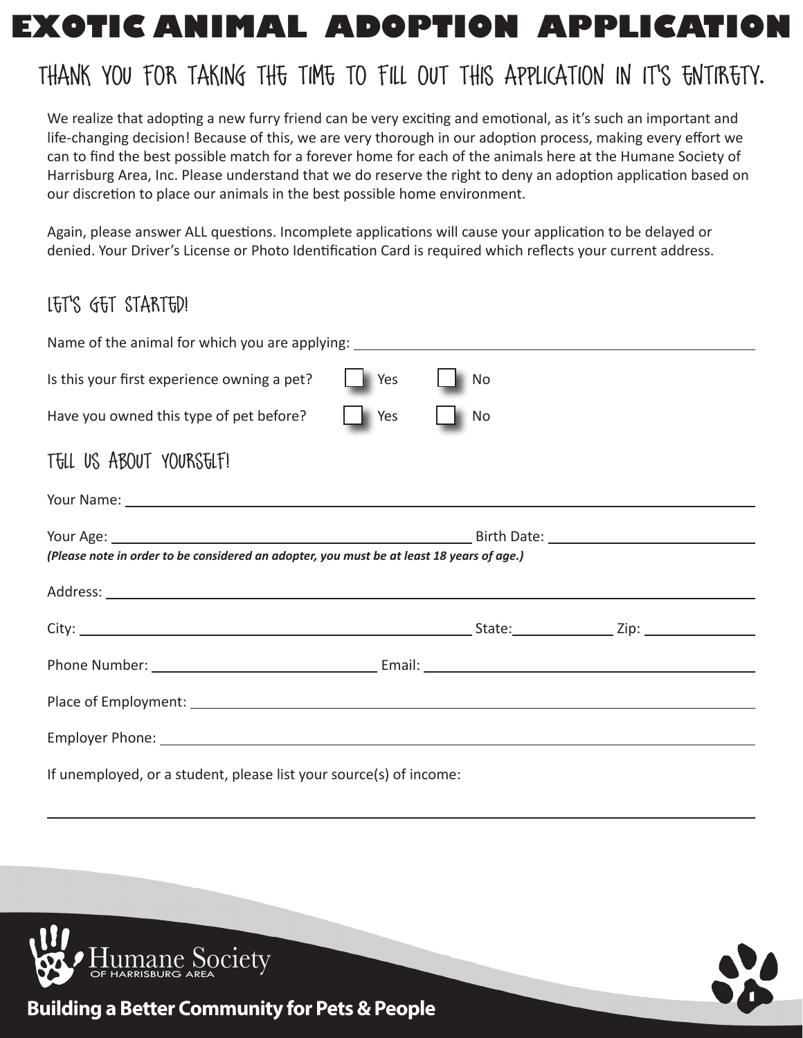# EXOTIC ANIMAL ADOPTION APPLICATION

## THANK YOU FOR TAKING THE TIME TO FILL OUT THIS APPLICATION IN IT'S ENTIRETY.

We realize that adopting a new furry friend can be very exciting and emotional, as it's such an important and life-changing decision! Because of this, we are very thorough in our adoption process, making every effort we can to find the best possible match for a forever home for each of the animals here at the Humane Society of Harrisburg Area, Inc. Please understand that we do reserve the right to deny an adoption application based on our discretion to place our animals in the best possible home environment.

Again, please answer ALL questions. Incomplete applications will cause your application to be delayed or denied. Your Driver's License or Photo Identification Card is required which reflects your current address.

### LET'S GET STARTED!

Name of the animal for which you are applying: ______________________________

Is this your first experience owning a pet? ☐ Yes ☐ No

Have you owned this type of pet before? ☐ Yes ☐ No

### TELL US ABOUT YOURSELF!

Your Name: ______________________________

Your Age: ______________________________ Birth Date: ______________________________

***(Please note in order to be considered an adopter, you must be at least 18 years of age.)***

Address: ______________________________

City: ______________________________ State: ____________ Zip: ____________

Phone Number: ______________________________ Email: ______________________________

Place of Employment: ______________________________

Employer Phone: ______________________________

If unemployed, or a student, please list your source(s) of income:

______________________________

Humane Society OF HARRISBURG AREA

**Building a Better Community for Pets & People**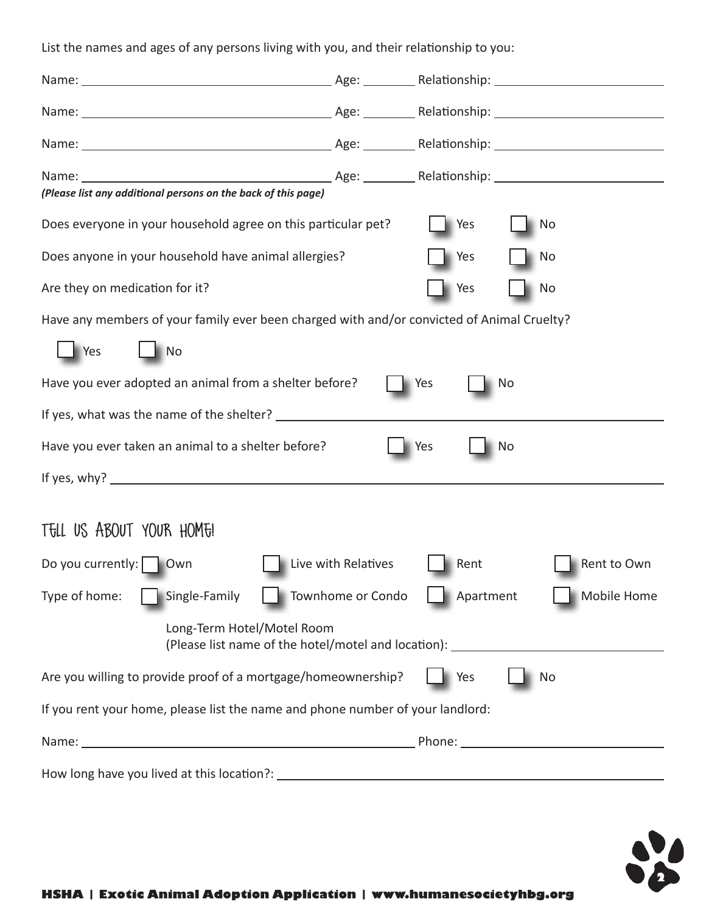List the names and ages of any persons living with you, and their relationship to you:

Name: ______________________________ Age: ________ Relationship: ______________________

Name: ______________________________ Age: ________ Relationship: ______________________

Name: ______________________________ Age: ________ Relationship: ______________________

Name: ______________________________ Age: ________ Relationship: ______________________

***(Please list any additional persons on the back of this page)***

Does everyone in your household agree on this particular pet? ☐ Yes ☐ No

Does anyone in your household have animal allergies? ☐ Yes ☐ No

Are they on medication for it? ☐ Yes ☐ No

Have any members of your family ever been charged with and/or convicted of Animal Cruelty?

☐ Yes ☐ No

Have you ever adopted an animal from a shelter before? ☐ Yes ☐ No

If yes, what was the name of the shelter? ______________________________

Have you ever taken an animal to a shelter before? ☐ Yes ☐ No

If yes, why? ______________________________

## TELL US ABOUT YOUR HOME!

Do you currently: ☐ Own ☐ Live with Relatives ☐ Rent ☐ Rent to Own

Type of home: ☐ Single-Family ☐ Townhome or Condo ☐ Apartment ☐ Mobile Home

Long-Term Hotel/Motel Room
(Please list name of the hotel/motel and location): ______________________________

Are you willing to provide proof of a mortgage/homeownership? ☐ Yes ☐ No

If you rent your home, please list the name and phone number of your landlord:

Name: ______________________________ Phone: ______________________________

How long have you lived at this location?: ______________________________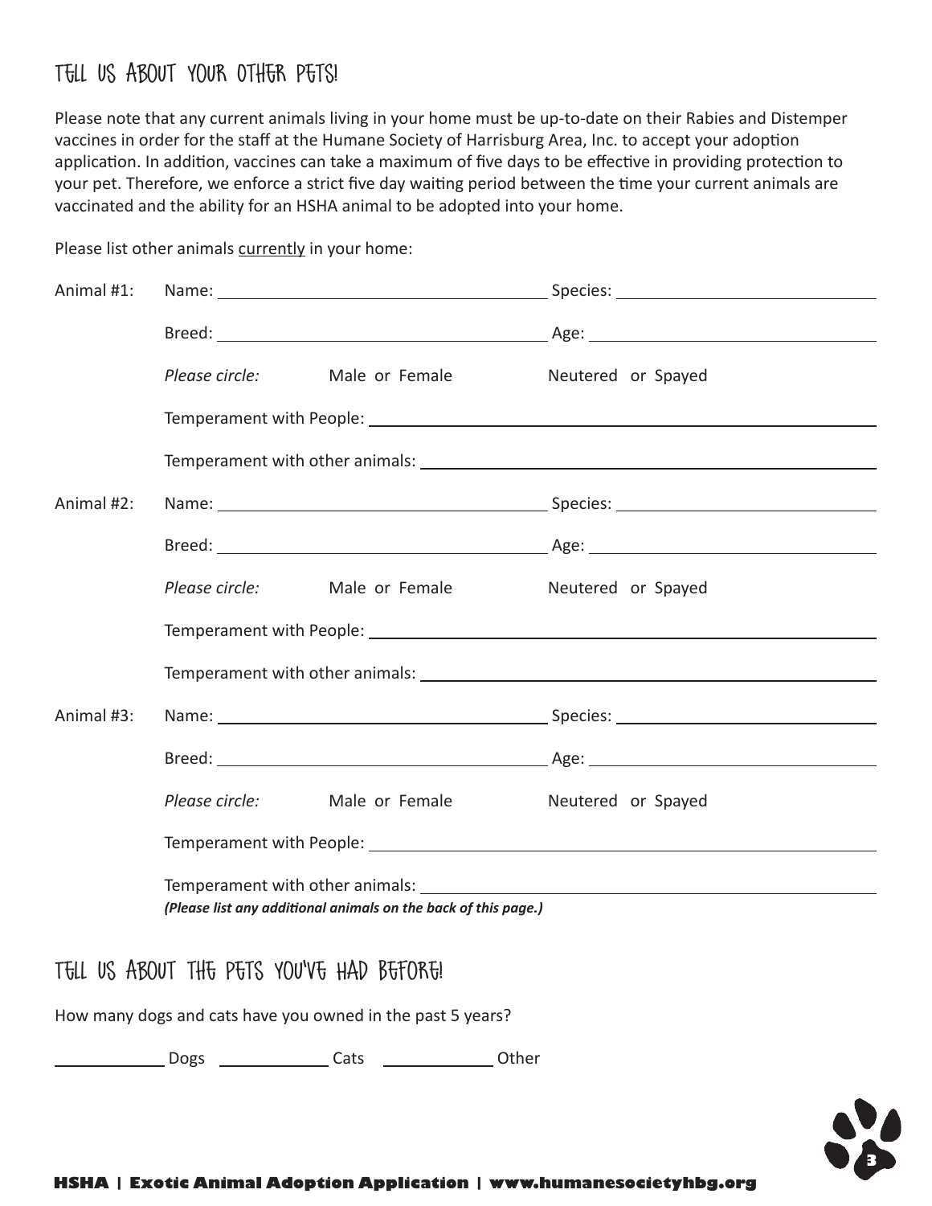## Tell us about your other pets!

Please note that any current animals living in your home must be up-to-date on their Rabies and Distemper vaccines in order for the staff at the Humane Society of Harrisburg Area, Inc. to accept your adoption application. In addition, vaccines can take a maximum of five days to be effective in providing protection to your pet. Therefore, we enforce a strict five day waiting period between the time your current animals are vaccinated and the ability for an HSHA animal to be adopted into your home.

Please list other animals currently in your home:

Animal #1: Name: ______________________ Species: ______________________

Breed: ______________________ Age: ______________________

*Please circle:* Male or Female Neutered or Spayed

Temperament with People: ______________________

Temperament with other animals: ______________________

Animal #2: Name: ______________________ Species: ______________________

Breed: ______________________ Age: ______________________

*Please circle:* Male or Female Neutered or Spayed

Temperament with People: ______________________

Temperament with other animals: ______________________

Animal #3: Name: ______________________ Species: ______________________

Breed: ______________________ Age: ______________________

*Please circle:* Male or Female Neutered or Spayed

Temperament with People: ______________________

Temperament with other animals: ______________________

***(Please list any additional animals on the back of this page.)***

## Tell us about the pets you've had before!

How many dogs and cats have you owned in the past 5 years?

__________ Dogs __________ Cats __________ Other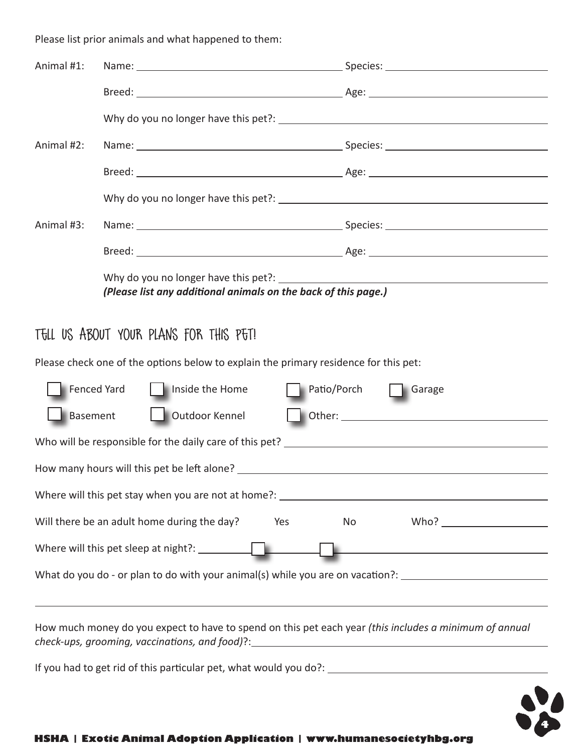Please list prior animals and what happened to them:

Animal #1: Name: ______________________ Species: ______________________

Breed: ______________________ Age: ______________________

Why do you no longer have this pet?: ______________________

Animal #2: Name: ______________________ Species: ______________________

Breed: ______________________ Age: ______________________

Why do you no longer have this pet?: ______________________

Animal #3: Name: ______________________ Species: ______________________

Breed: ______________________ Age: ______________________

Why do you no longer have this pet?: ______________________

***(Please list any additional animals on the back of this page.)***

## TELL US ABOUT YOUR PLANS FOR THIS PET!

Please check one of the options below to explain the primary residence for this pet:

- [ ] Fenced Yard
- [ ] Inside the Home
- [ ] Patio/Porch
- [ ] Garage
- [ ] Basement
- [ ] Outdoor Kennel
- [ ] Other: ______________________

Who will be responsible for the daily care of this pet? ______________________

How many hours will this pet be left alone? ______________________

Where will this pet stay when you are not at home?: ______________________

Will there be an adult home during the day? Yes No Who? ______________________

Where will this pet sleep at night?: ______________________

What do you do - or plan to do with your animal(s) while you are on vacation?: ______________________

How much money do you expect to have to spend on this pet each year *(this includes a minimum of annual check-ups, grooming, vaccinations, and food)*?: ______________________

If you had to get rid of this particular pet, what would you do?: ______________________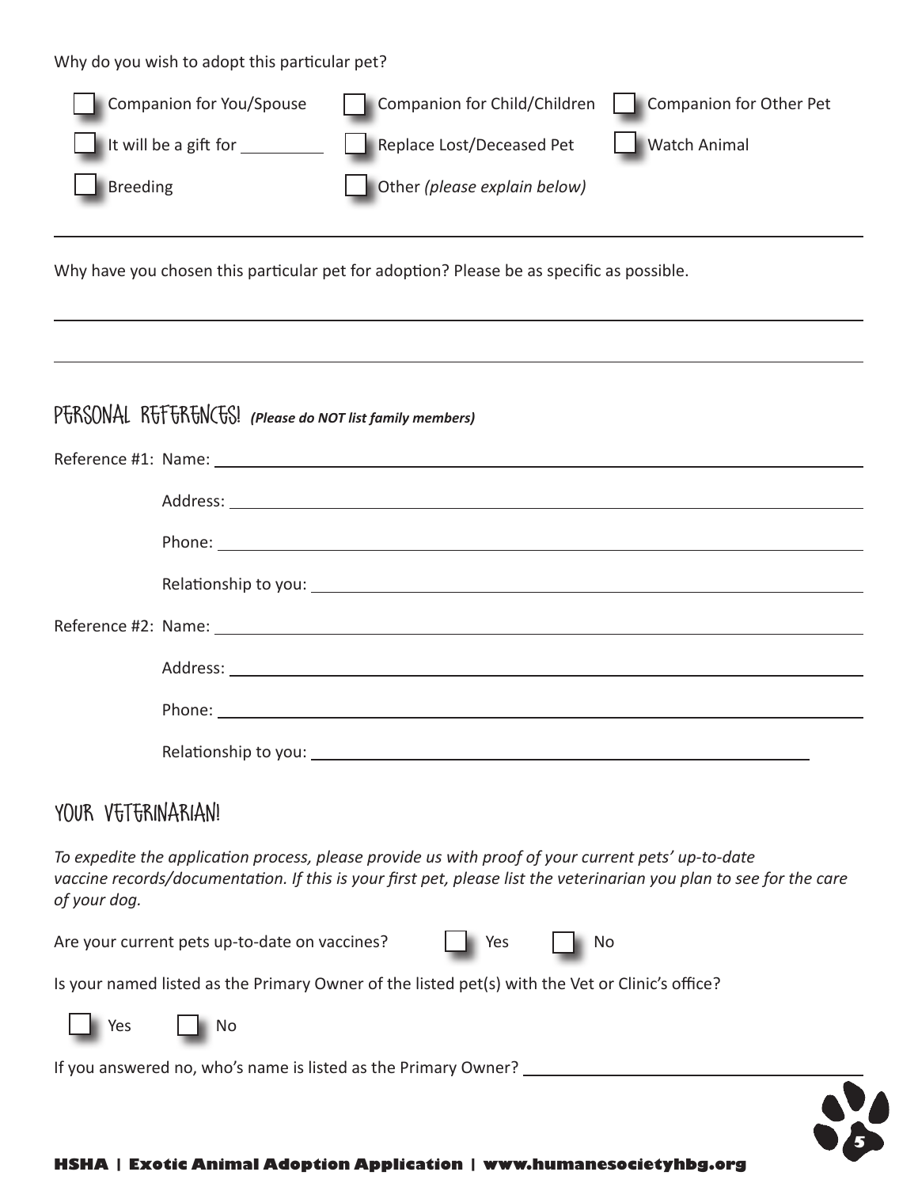Why do you wish to adopt this particular pet?

- [ ] Companion for You/Spouse
- [ ] Companion for Child/Children
- [ ] Companion for Other Pet
- [ ] It will be a gift for ________
- [ ] Replace Lost/Deceased Pet
- [ ] Watch Animal
- [ ] Breeding
- [ ] Other *(please explain below)*

______________________________________________________________________

Why have you chosen this particular pet for adoption? Please be as specific as possible.

______________________________________________________________________

______________________________________________________________________

## PERSONAL REFERENCES! ***(Please do NOT list family members)***

Reference #1: Name: ______________________________________________

Address: ______________________________________________

Phone: ______________________________________________

Relationship to you: ______________________________________________

Reference #2: Name: ______________________________________________

Address: ______________________________________________

Phone: ______________________________________________

Relationship to you: ______________________________________________

## YOUR VETERINARIAN!

*To expedite the application process, please provide us with proof of your current pets' up-to-date vaccine records/documentation. If this is your first pet, please list the veterinarian you plan to see for the care of your dog.*

Are your current pets up-to-date on vaccines? - [ ] Yes - [ ] No

Is your named listed as the Primary Owner of the listed pet(s) with the Vet or Clinic's office?

- [ ] Yes
- [ ] No

If you answered no, who's name is listed as the Primary Owner? ______________________________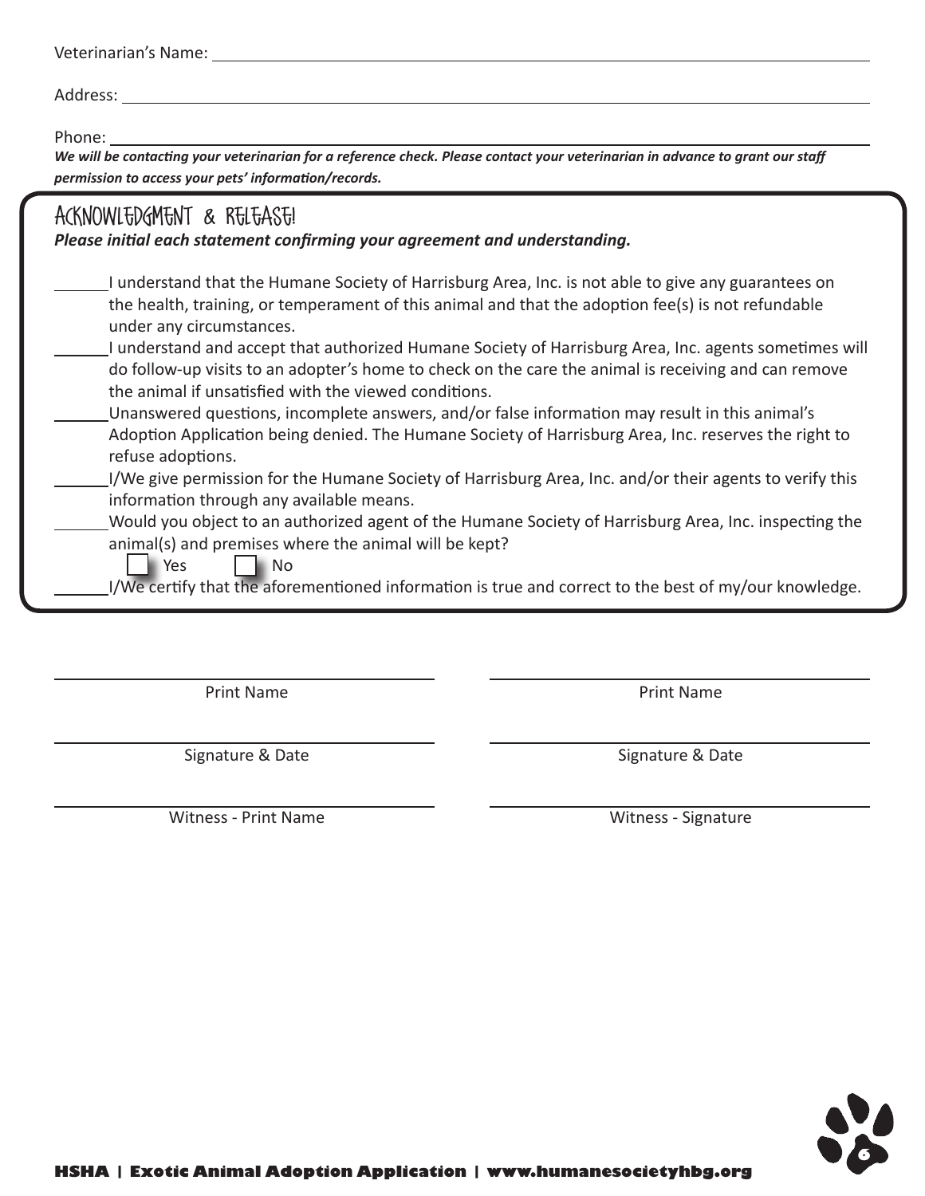Veterinarian's Name: ______________________________

Address: ______________________________

Phone: ______________________________

***We will be contacting your veterinarian for a reference check. Please contact your veterinarian in advance to grant our staff permission to access your pets' information/records.***

## ACKNOWLEDGMENT & RELEASE!

***Please initial each statement confirming your agreement and understanding.***

______ I understand that the Humane Society of Harrisburg Area, Inc. is not able to give any guarantees on the health, training, or temperament of this animal and that the adoption fee(s) is not refundable under any circumstances.

______ I understand and accept that authorized Humane Society of Harrisburg Area, Inc. agents sometimes will do follow-up visits to an adopter's home to check on the care the animal is receiving and can remove the animal if unsatisfied with the viewed conditions.

______ Unanswered questions, incomplete answers, and/or false information may result in this animal's Adoption Application being denied. The Humane Society of Harrisburg Area, Inc. reserves the right to refuse adoptions.

______ I/We give permission for the Humane Society of Harrisburg Area, Inc. and/or their agents to verify this information through any available means.

______ Would you object to an authorized agent of the Humane Society of Harrisburg Area, Inc. inspecting the animal(s) and premises where the animal will be kept?

☐ Yes ☐ No

______ I/We certify that the aforementioned information is true and correct to the best of my/our knowledge.

______________________________ Print Name

______________________________ Print Name

______________________________ Signature & Date

______________________________ Signature & Date

______________________________ Witness - Print Name

______________________________ Witness - Signature